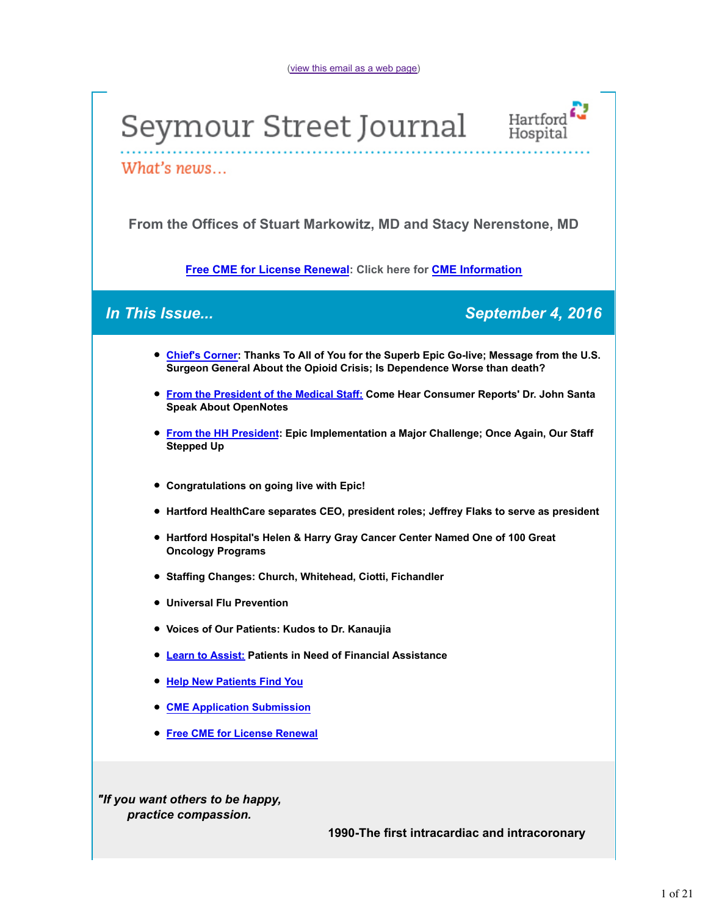(view this email as a web page)

# Seymour Street Journal

Hartford Hospital

*What's news...*

**From the Offices of Stuart Markowitz, MD and Stacy Nerenstone, MD**

**Free CME for License Renewal: Click here for CME Information**

## *In This Issue...* *September 4, 2016*

- **Chief's Corner: Thanks To All of You for the Superb Epic Go-live; Message from the U.S. Surgeon General About the Opioid Crisis; Is Dependence Worse than death?**
- **From the President of the Medical Staff: Come Hear Consumer Reports' Dr. John Santa Speak About OpenNotes**
- **From the HH President: Epic Implementation a Major Challenge; Once Again, Our Staff Stepped Up**
- **Congratulations on going live with Epic!**
- **Hartford HealthCare separates CEO, president roles; Jeffrey Flaks to serve as president**
- **Hartford Hospital's Helen & Harry Gray Cancer Center Named One of 100 Great Oncology Programs**
- **Staffing Changes: Church, Whitehead, Ciotti, Fichandler**
- **Universal Flu Prevention**
- **Voices of Our Patients: Kudos to Dr. Kanaujia**
- **Learn to Assist: Patients in Need of Financial Assistance**
- **Help New Patients Find You**
- **CME Application Submission**
- **Free CME for License Renewal**

***"If you want others to be happy, practice compassion.***

**1990-The first intracardiac and intracoronary**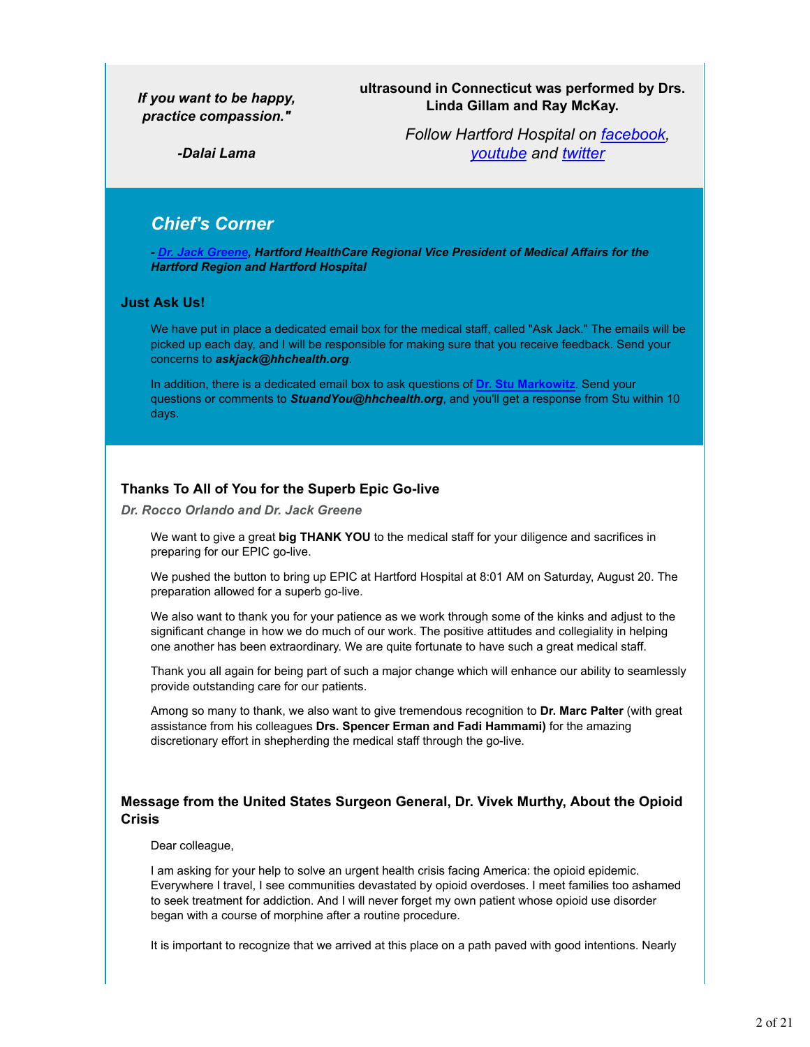*If you want to be happy, practice compassion."*

***-Dalai Lama***

**ultrasound in Connecticut was performed by Drs. Linda Gillam and Ray McKay.**

*Follow Hartford Hospital on facebook, youtube and twitter*

## *Chief's Corner*

***- Dr. Jack Greene, Hartford HealthCare Regional Vice President of Medical Affairs for the Hartford Region and Hartford Hospital***

### Just Ask Us!

We have put in place a dedicated email box for the medical staff, called "Ask Jack." The emails will be picked up each day, and I will be responsible for making sure that you receive feedback. Send your concerns to ***askjack@hhchealth.org***.

In addition, there is a dedicated email box to ask questions of **Dr. Stu Markowitz**. Send your questions or comments to ***StuandYou@hhchealth.org***, and you'll get a response from Stu within 10 days.

### Thanks To All of You for the Superb Epic Go-live

***Dr. Rocco Orlando and Dr. Jack Greene***

We want to give a great **big THANK YOU** to the medical staff for your diligence and sacrifices in preparing for our EPIC go-live.

We pushed the button to bring up EPIC at Hartford Hospital at 8:01 AM on Saturday, August 20. The preparation allowed for a superb go-live.

We also want to thank you for your patience as we work through some of the kinks and adjust to the significant change in how we do much of our work. The positive attitudes and collegiality in helping one another has been extraordinary. We are quite fortunate to have such a great medical staff.

Thank you all again for being part of such a major change which will enhance our ability to seamlessly provide outstanding care for our patients.

Among so many to thank, we also want to give tremendous recognition to **Dr. Marc Palter** (with great assistance from his colleagues **Drs. Spencer Erman and Fadi Hammami)** for the amazing discretionary effort in shepherding the medical staff through the go-live.

### Message from the United States Surgeon General, Dr. Vivek Murthy, About the Opioid Crisis

Dear colleague,

I am asking for your help to solve an urgent health crisis facing America: the opioid epidemic. Everywhere I travel, I see communities devastated by opioid overdoses. I meet families too ashamed to seek treatment for addiction. And I will never forget my own patient whose opioid use disorder began with a course of morphine after a routine procedure.

It is important to recognize that we arrived at this place on a path paved with good intentions. Nearly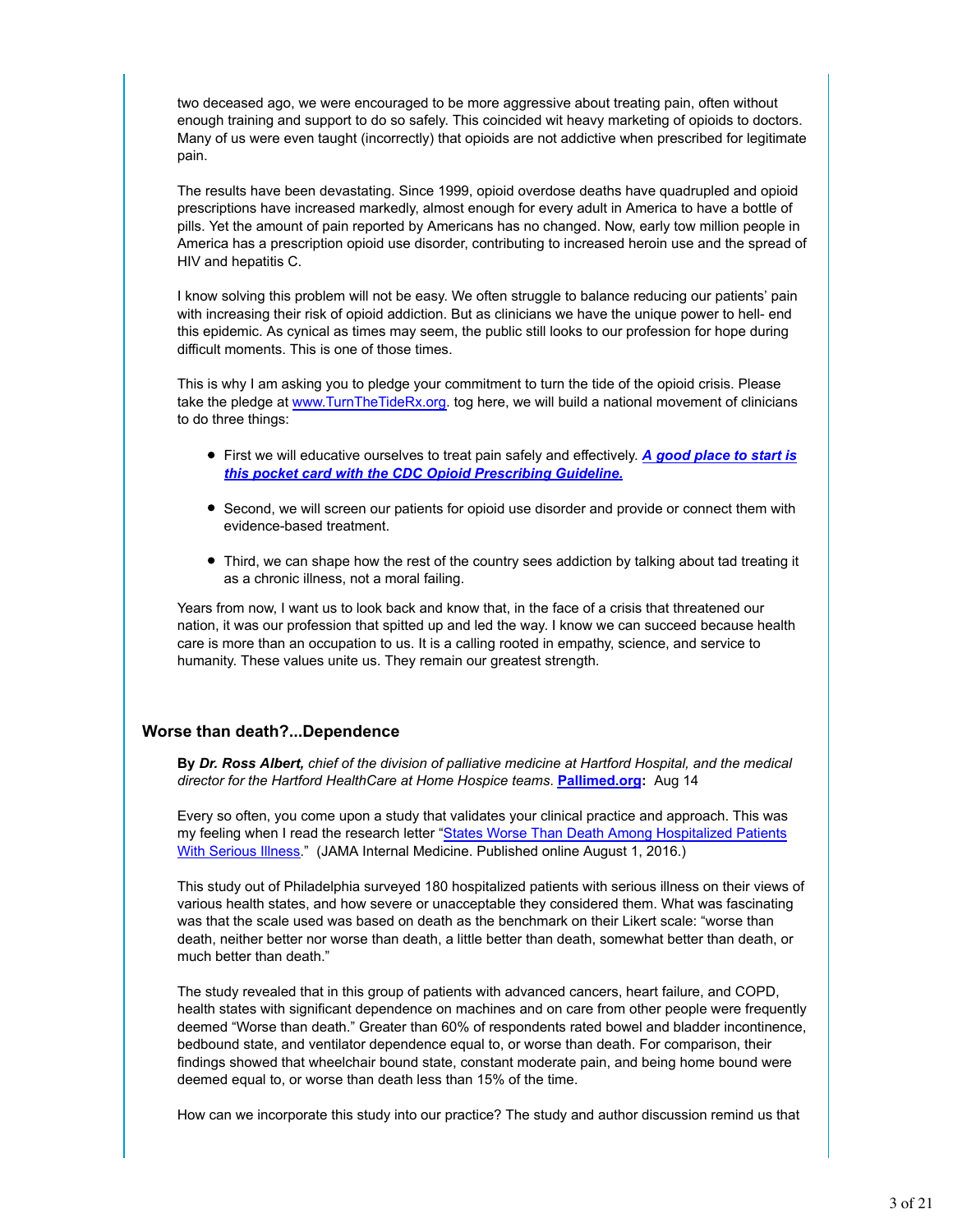two deceased ago, we were encouraged to be more aggressive about treating pain, often without enough training and support to do so safely. This coincided wit heavy marketing of opioids to doctors. Many of us were even taught (incorrectly) that opioids are not addictive when prescribed for legitimate pain.

The results have been devastating. Since 1999, opioid overdose deaths have quadrupled and opioid prescriptions have increased markedly, almost enough for every adult in America to have a bottle of pills. Yet the amount of pain reported by Americans has no changed. Now, early tow million people in America has a prescription opioid use disorder, contributing to increased heroin use and the spread of HIV and hepatitis C.

I know solving this problem will not be easy. We often struggle to balance reducing our patients' pain with increasing their risk of opioid addiction. But as clinicians we have the unique power to hell- end this epidemic. As cynical as times may seem, the public still looks to our profession for hope during difficult moments. This is one of those times.

This is why I am asking you to pledge your commitment to turn the tide of the opioid crisis. Please take the pledge at www.TurnTheTideRx.org. tog here, we will build a national movement of clinicians to do three things:

- First we will educative ourselves to treat pain safely and effectively. ***A good place to start is this pocket card with the CDC Opioid Prescribing Guideline.***
- Second, we will screen our patients for opioid use disorder and provide or connect them with evidence-based treatment.
- Third, we can shape how the rest of the country sees addiction by talking about tad treating it as a chronic illness, not a moral failing.

Years from now, I want us to look back and know that, in the face of a crisis that threatened our nation, it was our profession that spitted up and led the way. I know we can succeed because health care is more than an occupation to us. It is a calling rooted in empathy, science, and service to humanity. These values unite us. They remain our greatest strength.

## Worse than death?...Dependence

**By** ***Dr. Ross Albert,*** *chief of the division of palliative medicine at Hartford Hospital, and the medical director for the Hartford HealthCare at Home Hospice teams.* **Pallimed.org:** Aug 14

Every so often, you come upon a study that validates your clinical practice and approach. This was my feeling when I read the research letter "States Worse Than Death Among Hospitalized Patients With Serious Illness." (JAMA Internal Medicine. Published online August 1, 2016.)

This study out of Philadelphia surveyed 180 hospitalized patients with serious illness on their views of various health states, and how severe or unacceptable they considered them. What was fascinating was that the scale used was based on death as the benchmark on their Likert scale: "worse than death, neither better nor worse than death, a little better than death, somewhat better than death, or much better than death."

The study revealed that in this group of patients with advanced cancers, heart failure, and COPD, health states with significant dependence on machines and on care from other people were frequently deemed "Worse than death." Greater than 60% of respondents rated bowel and bladder incontinence, bedbound state, and ventilator dependence equal to, or worse than death. For comparison, their findings showed that wheelchair bound state, constant moderate pain, and being home bound were deemed equal to, or worse than death less than 15% of the time.

How can we incorporate this study into our practice? The study and author discussion remind us that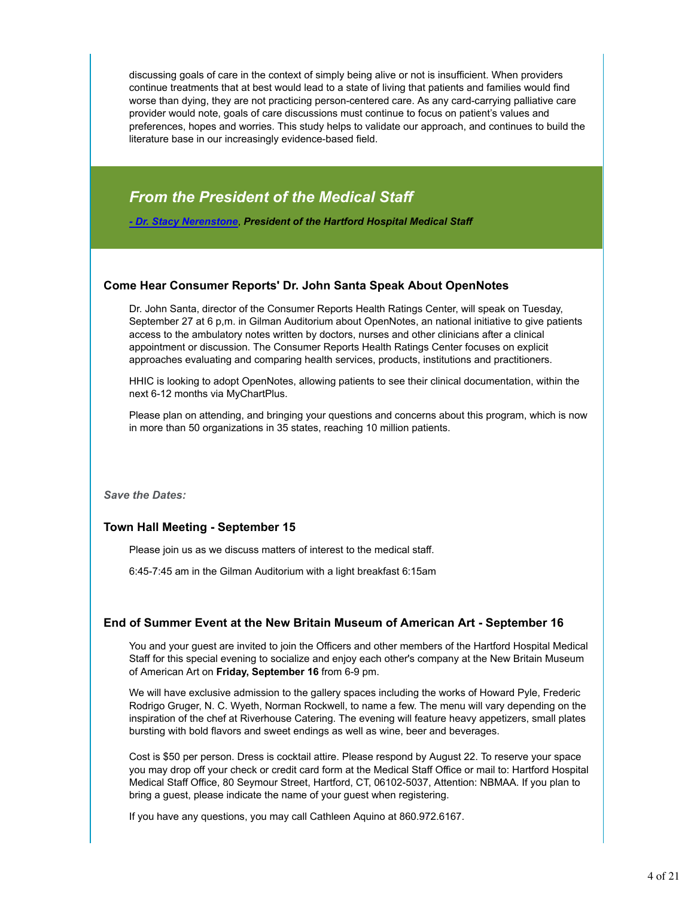discussing goals of care in the context of simply being alive or not is insufficient. When providers continue treatments that at best would lead to a state of living that patients and families would find worse than dying, they are not practicing person-centered care. As any card-carrying palliative care provider would note, goals of care discussions must continue to focus on patient's values and preferences, hopes and worries. This study helps to validate our approach, and continues to build the literature base in our increasingly evidence-based field.

## *From the President of the Medical Staff*

***- Dr. Stacy Nerenstone, President of the Hartford Hospital Medical Staff***

### Come Hear Consumer Reports' Dr. John Santa Speak About OpenNotes

Dr. John Santa, director of the Consumer Reports Health Ratings Center, will speak on Tuesday, September 27 at 6 p,m. in Gilman Auditorium about OpenNotes, an national initiative to give patients access to the ambulatory notes written by doctors, nurses and other clinicians after a clinical appointment or discussion. The Consumer Reports Health Ratings Center focuses on explicit approaches evaluating and comparing health services, products, institutions and practitioners.

HHIC is looking to adopt OpenNotes, allowing patients to see their clinical documentation, within the next 6-12 months via MyChartPlus.

Please plan on attending, and bringing your questions and concerns about this program, which is now in more than 50 organizations in 35 states, reaching 10 million patients.

***Save the Dates:***

### Town Hall Meeting - September 15

Please join us as we discuss matters of interest to the medical staff.

6:45-7:45 am in the Gilman Auditorium with a light breakfast 6:15am

### End of Summer Event at the New Britain Museum of American Art - September 16

You and your guest are invited to join the Officers and other members of the Hartford Hospital Medical Staff for this special evening to socialize and enjoy each other's company at the New Britain Museum of American Art on **Friday, September 16** from 6-9 pm.

We will have exclusive admission to the gallery spaces including the works of Howard Pyle, Frederic Rodrigo Gruger, N. C. Wyeth, Norman Rockwell, to name a few. The menu will vary depending on the inspiration of the chef at Riverhouse Catering. The evening will feature heavy appetizers, small plates bursting with bold flavors and sweet endings as well as wine, beer and beverages.

Cost is $50 per person. Dress is cocktail attire. Please respond by August 22. To reserve your space you may drop off your check or credit card form at the Medical Staff Office or mail to: Hartford Hospital Medical Staff Office, 80 Seymour Street, Hartford, CT, 06102-5037, Attention: NBMAA. If you plan to bring a guest, please indicate the name of your guest when registering.

If you have any questions, you may call Cathleen Aquino at 860.972.6167.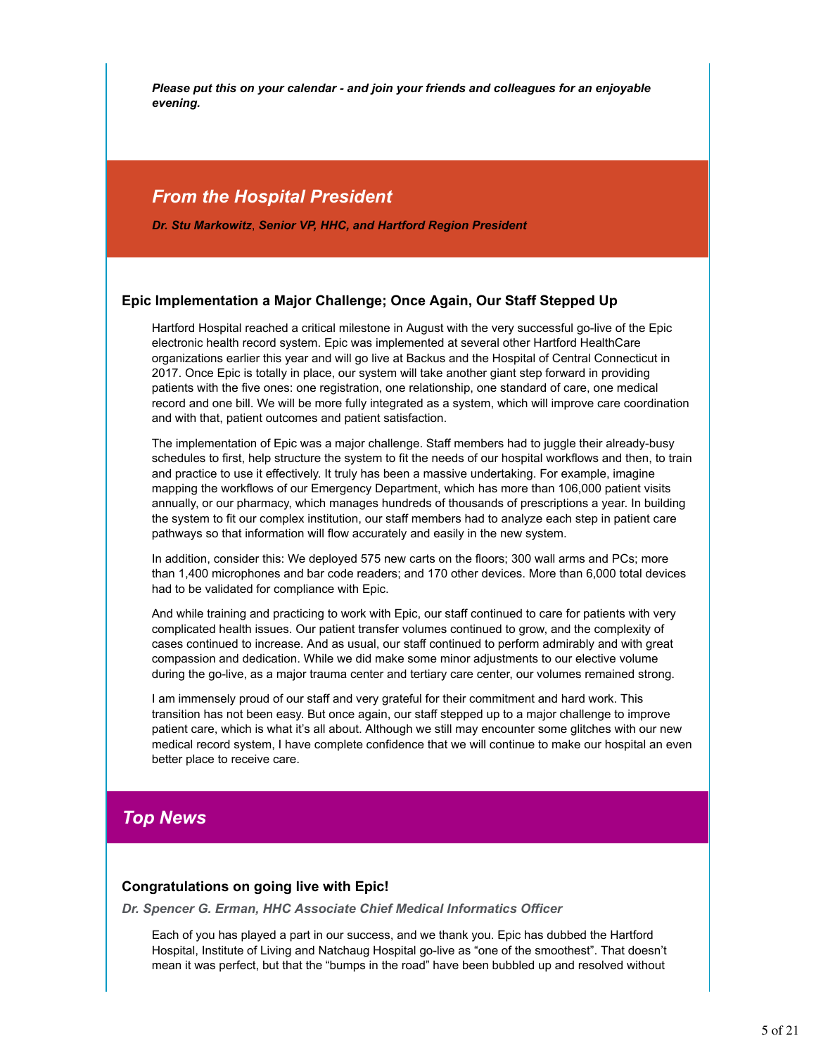***Please put this on your calendar - and join your friends and colleagues for an enjoyable evening.***

## *From the Hospital President*

***Dr. Stu Markowitz, Senior VP, HHC, and Hartford Region President***

### Epic Implementation a Major Challenge; Once Again, Our Staff Stepped Up

Hartford Hospital reached a critical milestone in August with the very successful go-live of the Epic electronic health record system. Epic was implemented at several other Hartford HealthCare organizations earlier this year and will go live at Backus and the Hospital of Central Connecticut in 2017. Once Epic is totally in place, our system will take another giant step forward in providing patients with the five ones: one registration, one relationship, one standard of care, one medical record and one bill. We will be more fully integrated as a system, which will improve care coordination and with that, patient outcomes and patient satisfaction.

The implementation of Epic was a major challenge. Staff members had to juggle their already-busy schedules to first, help structure the system to fit the needs of our hospital workflows and then, to train and practice to use it effectively. It truly has been a massive undertaking. For example, imagine mapping the workflows of our Emergency Department, which has more than 106,000 patient visits annually, or our pharmacy, which manages hundreds of thousands of prescriptions a year. In building the system to fit our complex institution, our staff members had to analyze each step in patient care pathways so that information will flow accurately and easily in the new system.

In addition, consider this: We deployed 575 new carts on the floors; 300 wall arms and PCs; more than 1,400 microphones and bar code readers; and 170 other devices. More than 6,000 total devices had to be validated for compliance with Epic.

And while training and practicing to work with Epic, our staff continued to care for patients with very complicated health issues. Our patient transfer volumes continued to grow, and the complexity of cases continued to increase. And as usual, our staff continued to perform admirably and with great compassion and dedication. While we did make some minor adjustments to our elective volume during the go-live, as a major trauma center and tertiary care center, our volumes remained strong.

I am immensely proud of our staff and very grateful for their commitment and hard work. This transition has not been easy. But once again, our staff stepped up to a major challenge to improve patient care, which is what it's all about. Although we still may encounter some glitches with our new medical record system, I have complete confidence that we will continue to make our hospital an even better place to receive care.

## *Top News*

### Congratulations on going live with Epic!

***Dr. Spencer G. Erman, HHC Associate Chief Medical Informatics Officer***

Each of you has played a part in our success, and we thank you. Epic has dubbed the Hartford Hospital, Institute of Living and Natchaug Hospital go-live as "one of the smoothest". That doesn't mean it was perfect, but that the "bumps in the road" have been bubbled up and resolved without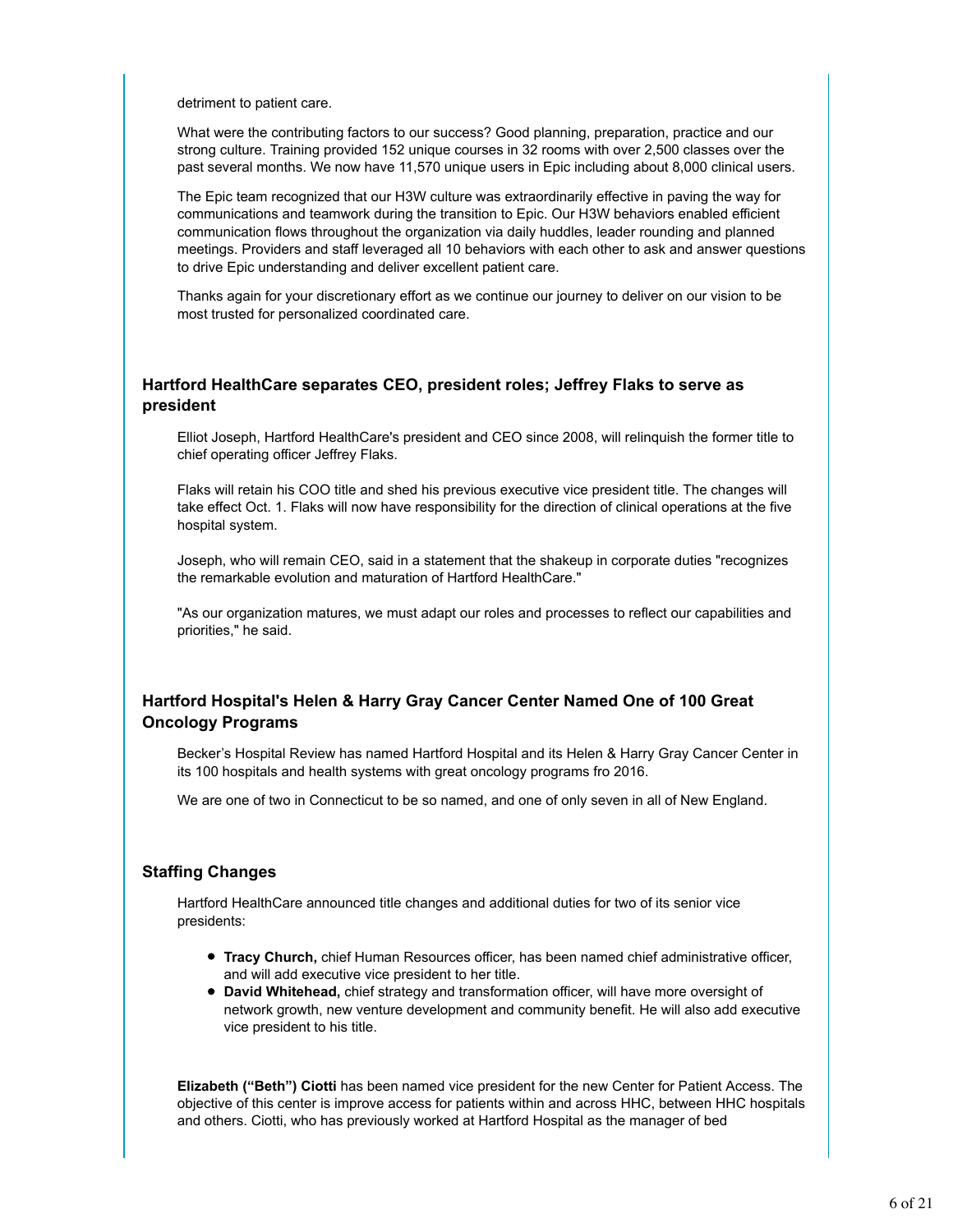detriment to patient care.

What were the contributing factors to our success? Good planning, preparation, practice and our strong culture. Training provided 152 unique courses in 32 rooms with over 2,500 classes over the past several months. We now have 11,570 unique users in Epic including about 8,000 clinical users.

The Epic team recognized that our H3W culture was extraordinarily effective in paving the way for communications and teamwork during the transition to Epic. Our H3W behaviors enabled efficient communication flows throughout the organization via daily huddles, leader rounding and planned meetings. Providers and staff leveraged all 10 behaviors with each other to ask and answer questions to drive Epic understanding and deliver excellent patient care.

Thanks again for your discretionary effort as we continue our journey to deliver on our vision to be most trusted for personalized coordinated care.

### Hartford HealthCare separates CEO, president roles; Jeffrey Flaks to serve as president

Elliot Joseph, Hartford HealthCare's president and CEO since 2008, will relinquish the former title to chief operating officer Jeffrey Flaks.

Flaks will retain his COO title and shed his previous executive vice president title. The changes will take effect Oct. 1. Flaks will now have responsibility for the direction of clinical operations at the five hospital system.

Joseph, who will remain CEO, said in a statement that the shakeup in corporate duties "recognizes the remarkable evolution and maturation of Hartford HealthCare."

"As our organization matures, we must adapt our roles and processes to reflect our capabilities and priorities," he said.

### Hartford Hospital's Helen & Harry Gray Cancer Center Named One of 100 Great Oncology Programs

Becker's Hospital Review has named Hartford Hospital and its Helen & Harry Gray Cancer Center in its 100 hospitals and health systems with great oncology programs fro 2016.

We are one of two in Connecticut to be so named, and one of only seven in all of New England.

### Staffing Changes

Hartford HealthCare announced title changes and additional duties for two of its senior vice presidents:

- **Tracy Church,** chief Human Resources officer, has been named chief administrative officer, and will add executive vice president to her title.
- **David Whitehead,** chief strategy and transformation officer, will have more oversight of network growth, new venture development and community benefit. He will also add executive vice president to his title.

**Elizabeth ("Beth") Ciotti** has been named vice president for the new Center for Patient Access. The objective of this center is improve access for patients within and across HHC, between HHC hospitals and others. Ciotti, who has previously worked at Hartford Hospital as the manager of bed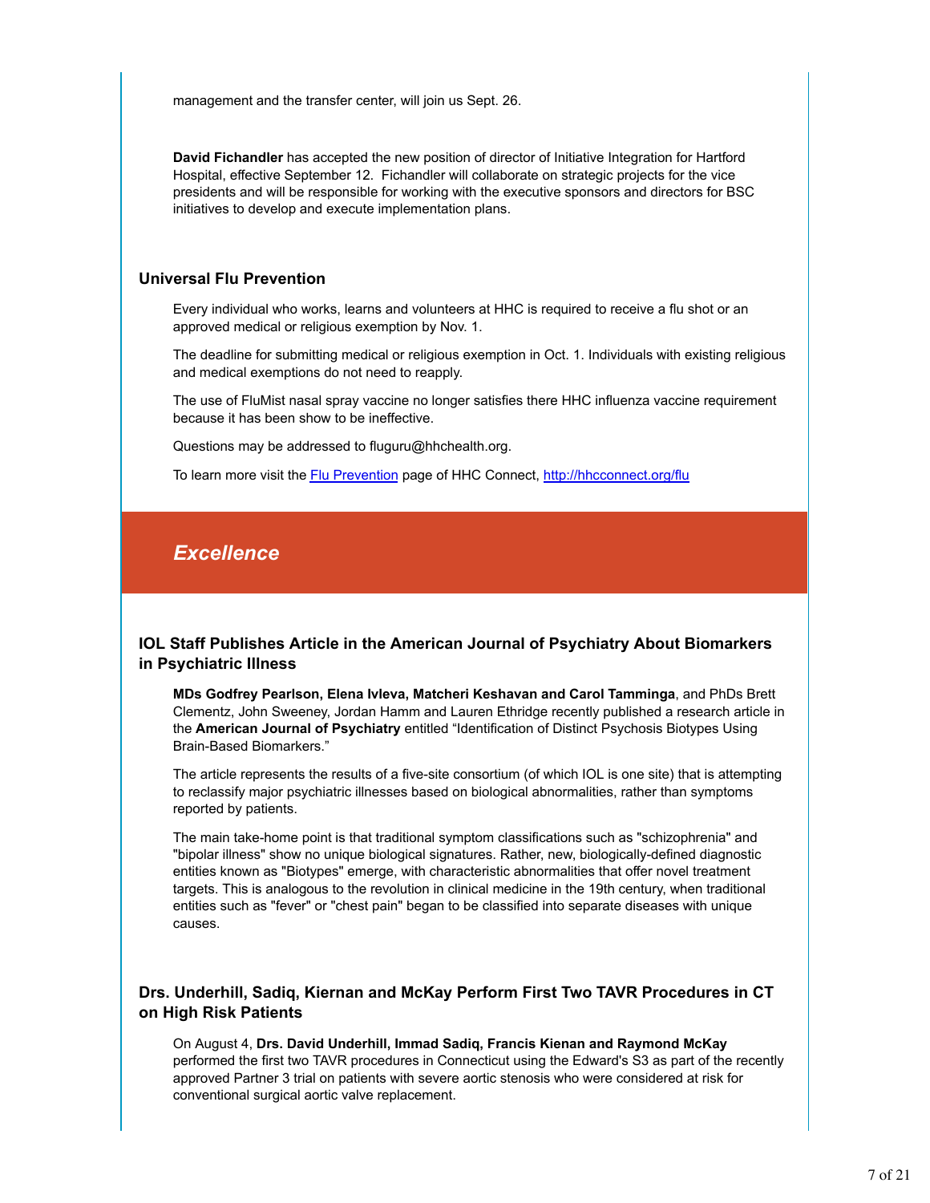management and the transfer center, will join us Sept. 26.

**David Fichandler** has accepted the new position of director of Initiative Integration for Hartford Hospital, effective September 12. Fichandler will collaborate on strategic projects for the vice presidents and will be responsible for working with the executive sponsors and directors for BSC initiatives to develop and execute implementation plans.

### Universal Flu Prevention

Every individual who works, learns and volunteers at HHC is required to receive a flu shot or an approved medical or religious exemption by Nov. 1.

The deadline for submitting medical or religious exemption in Oct. 1. Individuals with existing religious and medical exemptions do not need to reapply.

The use of FluMist nasal spray vaccine no longer satisfies there HHC influenza vaccine requirement because it has been show to be ineffective.

Questions may be addressed to fluguru@hhchealth.org.

To learn more visit the [Flu Prevention](http://hhcconnect.org/flu) page of HHC Connect, http://hhcconnect.org/flu

## *Excellence*

### IOL Staff Publishes Article in the American Journal of Psychiatry About Biomarkers in Psychiatric Illness

**MDs Godfrey Pearlson, Elena Ivleva, Matcheri Keshavan and Carol Tamminga**, and PhDs Brett Clementz, John Sweeney, Jordan Hamm and Lauren Ethridge recently published a research article in the **American Journal of Psychiatry** entitled "Identification of Distinct Psychosis Biotypes Using Brain-Based Biomarkers."

The article represents the results of a five-site consortium (of which IOL is one site) that is attempting to reclassify major psychiatric illnesses based on biological abnormalities, rather than symptoms reported by patients.

The main take-home point is that traditional symptom classifications such as "schizophrenia" and "bipolar illness" show no unique biological signatures. Rather, new, biologically-defined diagnostic entities known as "Biotypes" emerge, with characteristic abnormalities that offer novel treatment targets. This is analogous to the revolution in clinical medicine in the 19th century, when traditional entities such as "fever" or "chest pain" began to be classified into separate diseases with unique causes.

### Drs. Underhill, Sadiq, Kiernan and McKay Perform First Two TAVR Procedures in CT on High Risk Patients

On August 4, **Drs. David Underhill, Immad Sadiq, Francis Kienan and Raymond McKay** performed the first two TAVR procedures in Connecticut using the Edward's S3 as part of the recently approved Partner 3 trial on patients with severe aortic stenosis who were considered at risk for conventional surgical aortic valve replacement.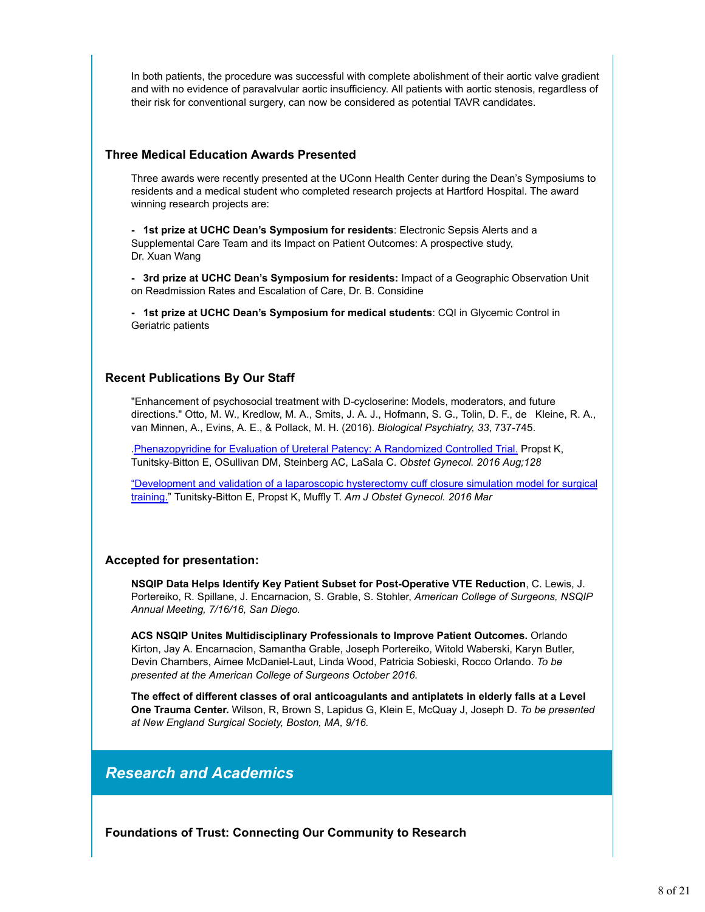In both patients, the procedure was successful with complete abolishment of their aortic valve gradient and with no evidence of paravalvular aortic insufficiency. All patients with aortic stenosis, regardless of their risk for conventional surgery, can now be considered as potential TAVR candidates.

### Three Medical Education Awards Presented

Three awards were recently presented at the UConn Health Center during the Dean's Symposiums to residents and a medical student who completed research projects at Hartford Hospital. The award winning research projects are:

- **1st prize at UCHC Dean's Symposium for residents**: Electronic Sepsis Alerts and a Supplemental Care Team and its Impact on Patient Outcomes: A prospective study, Dr. Xuan Wang

- **3rd prize at UCHC Dean's Symposium for residents:** Impact of a Geographic Observation Unit on Readmission Rates and Escalation of Care, Dr. B. Considine

- **1st prize at UCHC Dean's Symposium for medical students**: CQI in Glycemic Control in Geriatric patients

### Recent Publications By Our Staff

"Enhancement of psychosocial treatment with D-cycloserine: Models, moderators, and future directions." Otto, M. W., Kredlow, M. A., Smits, J. A. J., Hofmann, S. G., Tolin, D. F., de Kleine, R. A., van Minnen, A., Evins, A. E., & Pollack, M. H. (2016). *Biological Psychiatry, 33*, 737-745.

.Phenazopyridine for Evaluation of Ureteral Patency: A Randomized Controlled Trial. Propst K, Tunitsky-Bitton E, OSullivan DM, Steinberg AC, LaSala C. *Obstet Gynecol. 2016 Aug;128*

"Development and validation of a laparoscopic hysterectomy cuff closure simulation model for surgical training." Tunitsky-Bitton E, Propst K, Muffly T. *Am J Obstet Gynecol. 2016 Mar*

### Accepted for presentation:

**NSQIP Data Helps Identify Key Patient Subset for Post-Operative VTE Reduction**, C. Lewis, J. Portereiko, R. Spillane, J. Encarnacion, S. Grable, S. Stohler, *American College of Surgeons, NSQIP Annual Meeting, 7/16/16, San Diego.*

**ACS NSQIP Unites Multidisciplinary Professionals to Improve Patient Outcomes.** Orlando Kirton, Jay A. Encarnacion, Samantha Grable, Joseph Portereiko, Witold Waberski, Karyn Butler, Devin Chambers, Aimee McDaniel-Laut, Linda Wood, Patricia Sobieski, Rocco Orlando. *To be presented at the American College of Surgeons October 2016.*

**The effect of different classes of oral anticoagulants and antiplatets in elderly falls at a Level One Trauma Center.** Wilson, R, Brown S, Lapidus G, Klein E, McQuay J, Joseph D. *To be presented at New England Surgical Society, Boston, MA, 9/16.*

## *Research and Academics*

### Foundations of Trust: Connecting Our Community to Research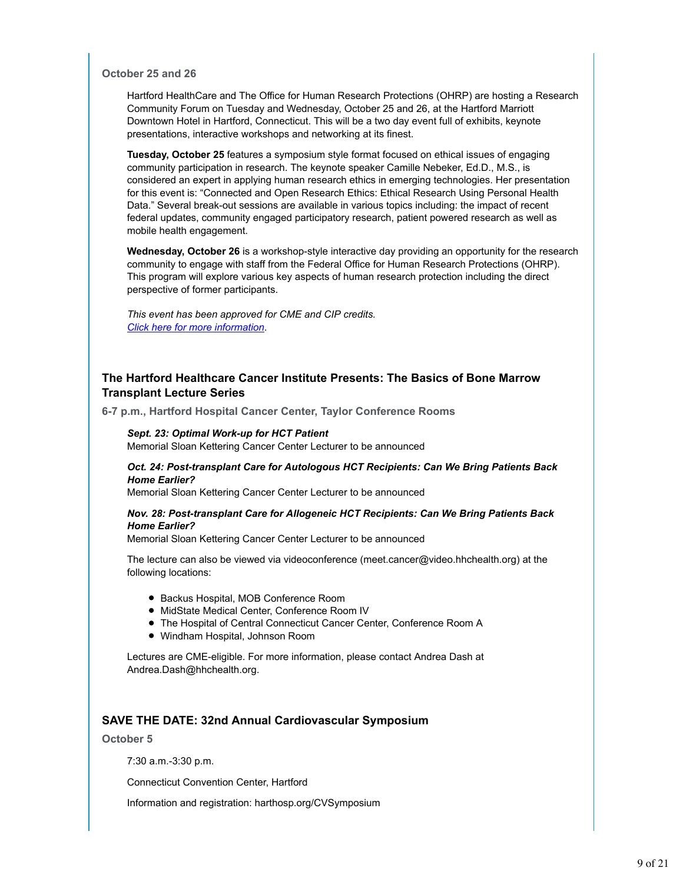**October 25 and 26**

Hartford HealthCare and The Office for Human Research Protections (OHRP) are hosting a Research Community Forum on Tuesday and Wednesday, October 25 and 26, at the Hartford Marriott Downtown Hotel in Hartford, Connecticut. This will be a two day event full of exhibits, keynote presentations, interactive workshops and networking at its finest.

**Tuesday, October 25** features a symposium style format focused on ethical issues of engaging community participation in research. The keynote speaker Camille Nebeker, Ed.D., M.S., is considered an expert in applying human research ethics in emerging technologies. Her presentation for this event is: “Connected and Open Research Ethics: Ethical Research Using Personal Health Data.” Several break-out sessions are available in various topics including: the impact of recent federal updates, community engaged participatory research, patient powered research as well as mobile health engagement.

**Wednesday, October 26** is a workshop-style interactive day providing an opportunity for the research community to engage with staff from the Federal Office for Human Research Protections (OHRP). This program will explore various key aspects of human research protection including the direct perspective of former participants.

*This event has been approved for CME and CIP credits.*
*Click here for more information*.

### The Hartford Healthcare Cancer Institute Presents: The Basics of Bone Marrow Transplant Lecture Series

**6-7 p.m., Hartford Hospital Cancer Center, Taylor Conference Rooms**

***Sept. 23: Optimal Work-up for HCT Patient***
Memorial Sloan Kettering Cancer Center Lecturer to be announced

***Oct. 24: Post-transplant Care for Autologous HCT Recipients: Can We Bring Patients Back Home Earlier?***
Memorial Sloan Kettering Cancer Center Lecturer to be announced

***Nov. 28: Post-transplant Care for Allogeneic HCT Recipients: Can We Bring Patients Back Home Earlier?***
Memorial Sloan Kettering Cancer Center Lecturer to be announced

The lecture can also be viewed via videoconference (meet.cancer@video.hhchealth.org) at the following locations:

- Backus Hospital, MOB Conference Room
- MidState Medical Center, Conference Room IV
- The Hospital of Central Connecticut Cancer Center, Conference Room A
- Windham Hospital, Johnson Room

Lectures are CME-eligible. For more information, please contact Andrea Dash at Andrea.Dash@hhchealth.org.

### SAVE THE DATE: 32nd Annual Cardiovascular Symposium

**October 5**

7:30 a.m.-3:30 p.m.

Connecticut Convention Center, Hartford

Information and registration: harthosp.org/CVSymposium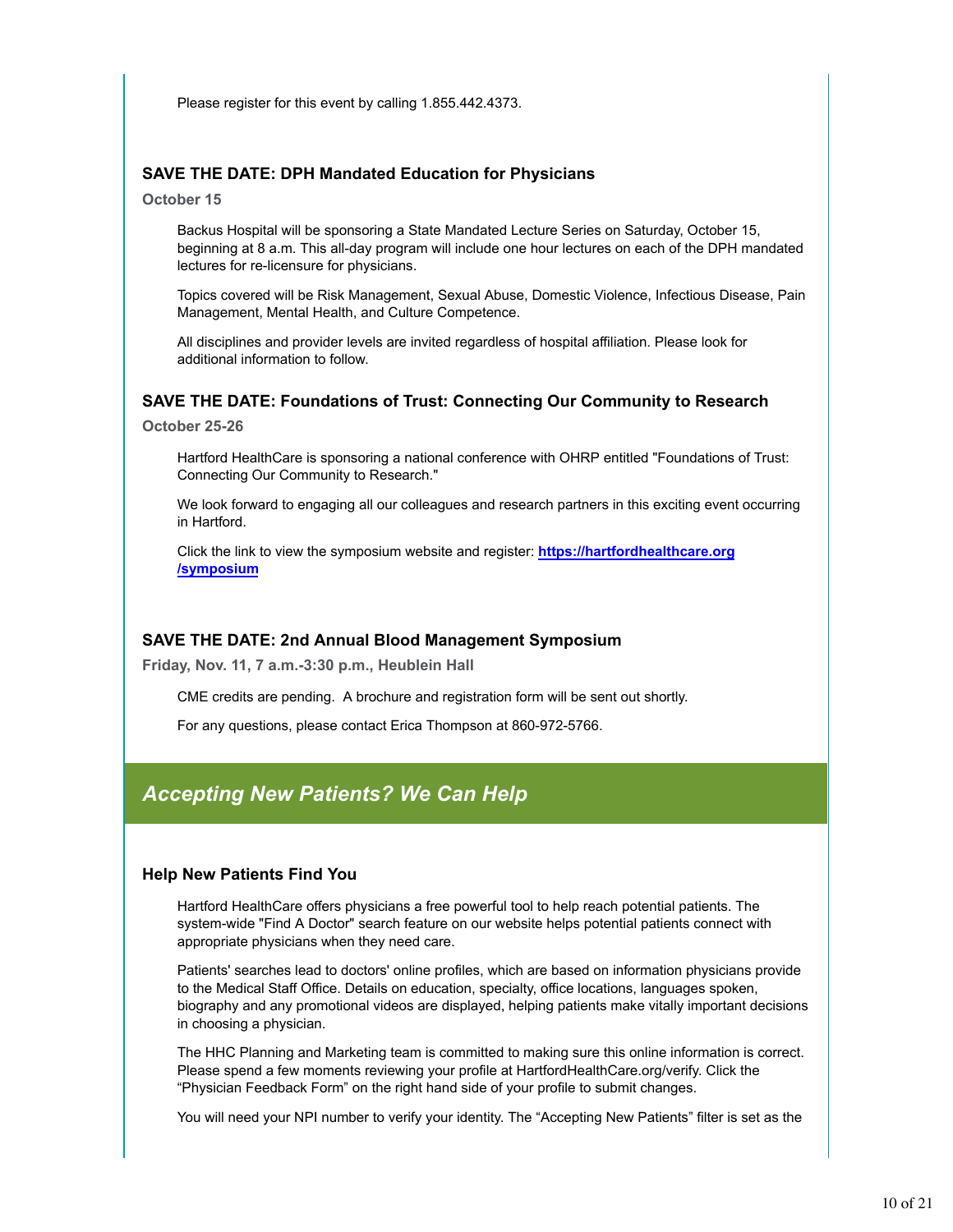Please register for this event by calling 1.855.442.4373.

### SAVE THE DATE: DPH Mandated Education for Physicians

**October 15**

Backus Hospital will be sponsoring a State Mandated Lecture Series on Saturday, October 15, beginning at 8 a.m. This all-day program will include one hour lectures on each of the DPH mandated lectures for re-licensure for physicians.

Topics covered will be Risk Management, Sexual Abuse, Domestic Violence, Infectious Disease, Pain Management, Mental Health, and Culture Competence.

All disciplines and provider levels are invited regardless of hospital affiliation. Please look for additional information to follow.

### SAVE THE DATE: Foundations of Trust: Connecting Our Community to Research

**October 25-26**

Hartford HealthCare is sponsoring a national conference with OHRP entitled "Foundations of Trust: Connecting Our Community to Research."

We look forward to engaging all our colleagues and research partners in this exciting event occurring in Hartford.

Click the link to view the symposium website and register: **https://hartfordhealthcare.org/symposium**

### SAVE THE DATE: 2nd Annual Blood Management Symposium

**Friday, Nov. 11, 7 a.m.-3:30 p.m., Heublein Hall**

CME credits are pending. A brochure and registration form will be sent out shortly.

For any questions, please contact Erica Thompson at 860-972-5766.

## *Accepting New Patients? We Can Help*

### Help New Patients Find You

Hartford HealthCare offers physicians a free powerful tool to help reach potential patients. The system-wide "Find A Doctor" search feature on our website helps potential patients connect with appropriate physicians when they need care.

Patients' searches lead to doctors' online profiles, which are based on information physicians provide to the Medical Staff Office. Details on education, specialty, office locations, languages spoken, biography and any promotional videos are displayed, helping patients make vitally important decisions in choosing a physician.

The HHC Planning and Marketing team is committed to making sure this online information is correct. Please spend a few moments reviewing your profile at HartfordHealthCare.org/verify. Click the "Physician Feedback Form" on the right hand side of your profile to submit changes.

You will need your NPI number to verify your identity. The "Accepting New Patients" filter is set as the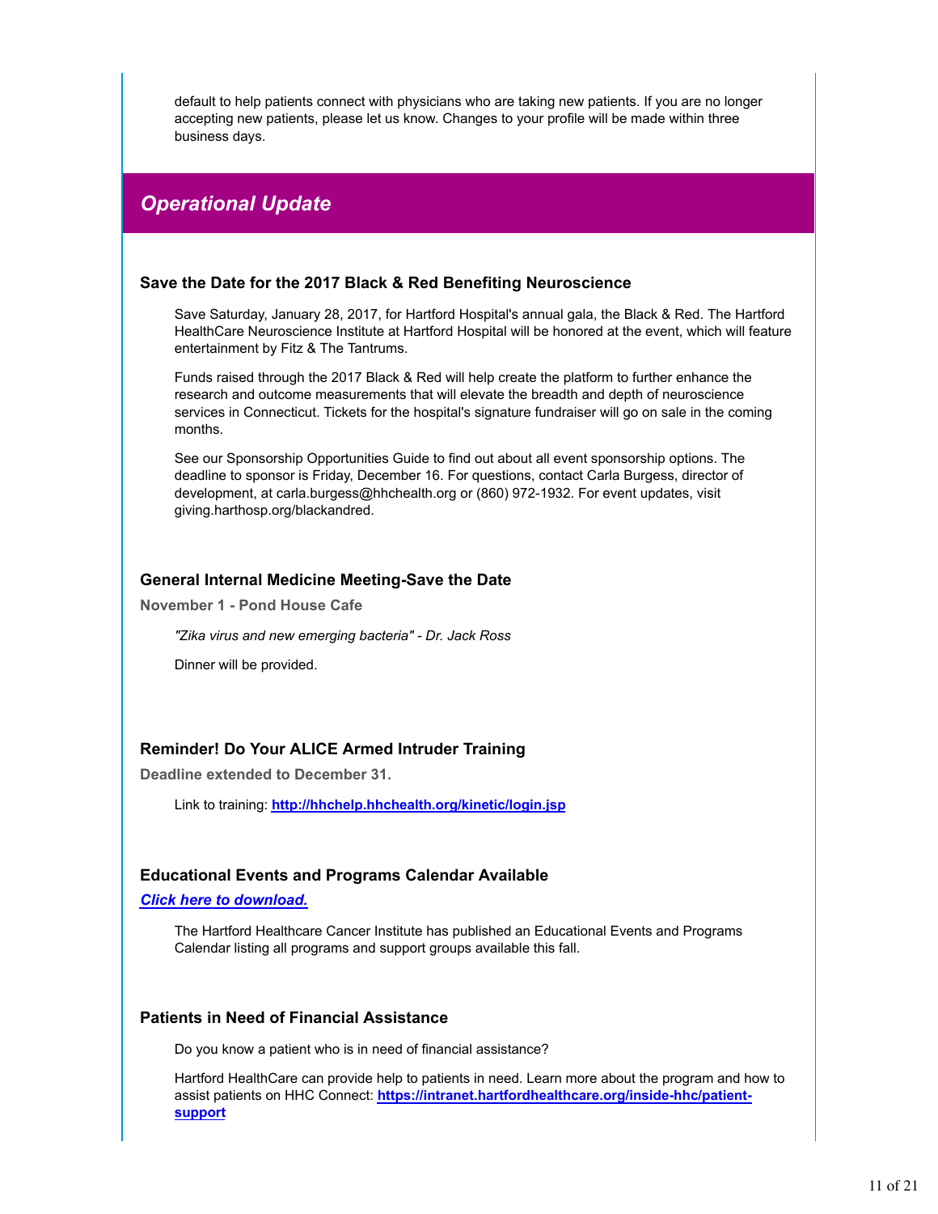default to help patients connect with physicians who are taking new patients. If you are no longer accepting new patients, please let us know. Changes to your profile will be made within three business days.

## *Operational Update*

### Save the Date for the 2017 Black & Red Benefiting Neuroscience

Save Saturday, January 28, 2017, for Hartford Hospital's annual gala, the Black & Red. The Hartford HealthCare Neuroscience Institute at Hartford Hospital will be honored at the event, which will feature entertainment by Fitz & The Tantrums.

Funds raised through the 2017 Black & Red will help create the platform to further enhance the research and outcome measurements that will elevate the breadth and depth of neuroscience services in Connecticut. Tickets for the hospital's signature fundraiser will go on sale in the coming months.

See our Sponsorship Opportunities Guide to find out about all event sponsorship options. The deadline to sponsor is Friday, December 16. For questions, contact Carla Burgess, director of development, at carla.burgess@hhchealth.org or (860) 972-1932. For event updates, visit giving.harthosp.org/blackandred.

### General Internal Medicine Meeting-Save the Date

**November 1 - Pond House Cafe**

*"Zika virus and new emerging bacteria" - Dr. Jack Ross*

Dinner will be provided.

### Reminder! Do Your ALICE Armed Intruder Training

**Deadline extended to December 31.**

Link to training: **http://hhchelp.hhchealth.org/kinetic/login.jsp**

### Educational Events and Programs Calendar Available

***Click here to download.***

The Hartford Healthcare Cancer Institute has published an Educational Events and Programs Calendar listing all programs and support groups available this fall.

### Patients in Need of Financial Assistance

Do you know a patient who is in need of financial assistance?

Hartford HealthCare can provide help to patients in need. Learn more about the program and how to assist patients on HHC Connect: **https://intranet.hartfordhealthcare.org/inside-hhc/patient-support**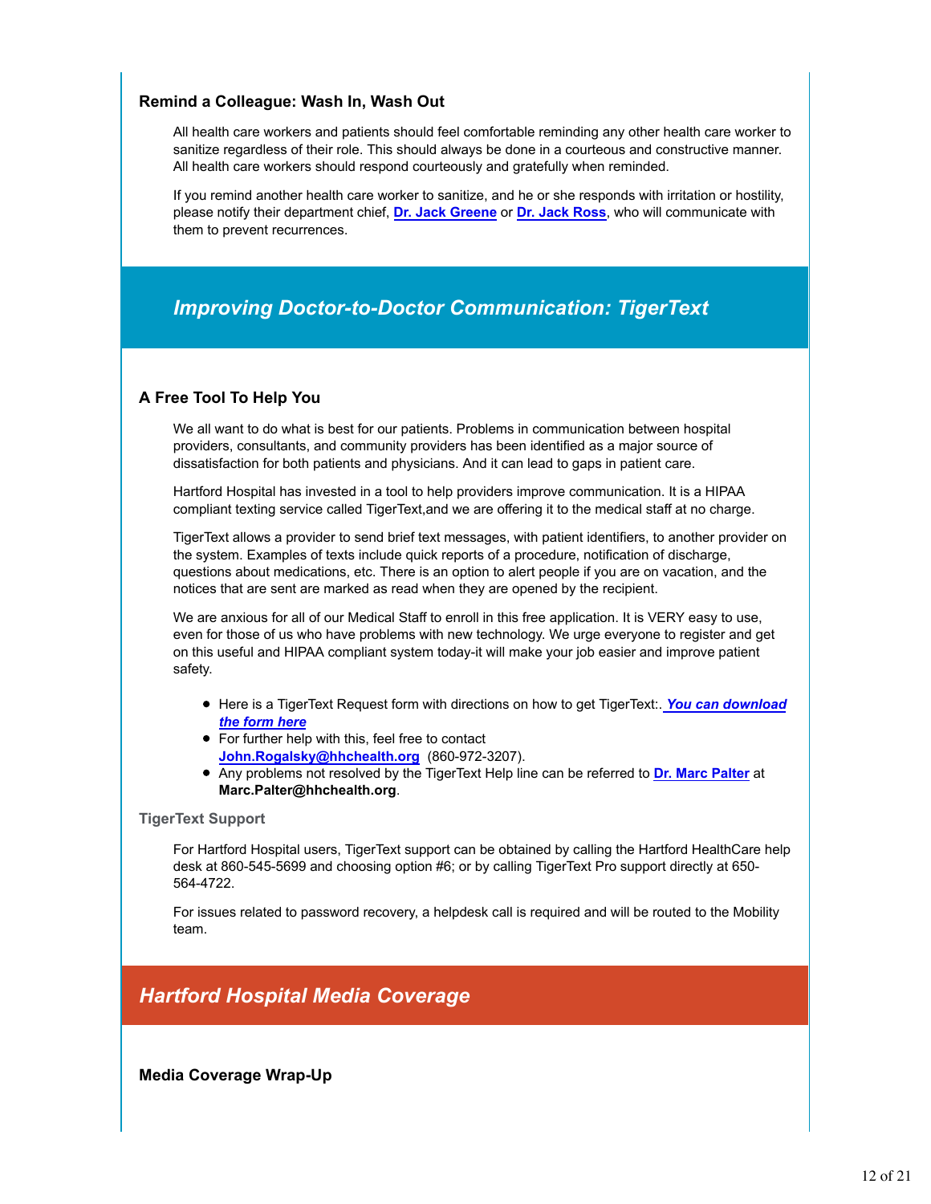### Remind a Colleague: Wash In, Wash Out

All health care workers and patients should feel comfortable reminding any other health care worker to sanitize regardless of their role. This should always be done in a courteous and constructive manner. All health care workers should respond courteously and gratefully when reminded.

If you remind another health care worker to sanitize, and he or she responds with irritation or hostility, please notify their department chief, **Dr. Jack Greene** or **Dr. Jack Ross**, who will communicate with them to prevent recurrences.

## *Improving Doctor-to-Doctor Communication: TigerText*

### A Free Tool To Help You

We all want to do what is best for our patients. Problems in communication between hospital providers, consultants, and community providers has been identified as a major source of dissatisfaction for both patients and physicians. And it can lead to gaps in patient care.

Hartford Hospital has invested in a tool to help providers improve communication. It is a HIPAA compliant texting service called TigerText,and we are offering it to the medical staff at no charge.

TigerText allows a provider to send brief text messages, with patient identifiers, to another provider on the system. Examples of texts include quick reports of a procedure, notification of discharge, questions about medications, etc. There is an option to alert people if you are on vacation, and the notices that are sent are marked as read when they are opened by the recipient.

We are anxious for all of our Medical Staff to enroll in this free application. It is VERY easy to use, even for those of us who have problems with new technology. We urge everyone to register and get on this useful and HIPAA compliant system today-it will make your job easier and improve patient safety.

- Here is a TigerText Request form with directions on how to get TigerText:. ***You can download the form here***
- For further help with this, feel free to contact **John.Rogalsky@hhchealth.org** (860-972-3207).
- Any problems not resolved by the TigerText Help line can be referred to **Dr. Marc Palter** at **Marc.Palter@hhchealth.org**.

#### TigerText Support

For Hartford Hospital users, TigerText support can be obtained by calling the Hartford HealthCare help desk at 860-545-5699 and choosing option #6; or by calling TigerText Pro support directly at 650-564-4722.

For issues related to password recovery, a helpdesk call is required and will be routed to the Mobility team.

## *Hartford Hospital Media Coverage*

### Media Coverage Wrap-Up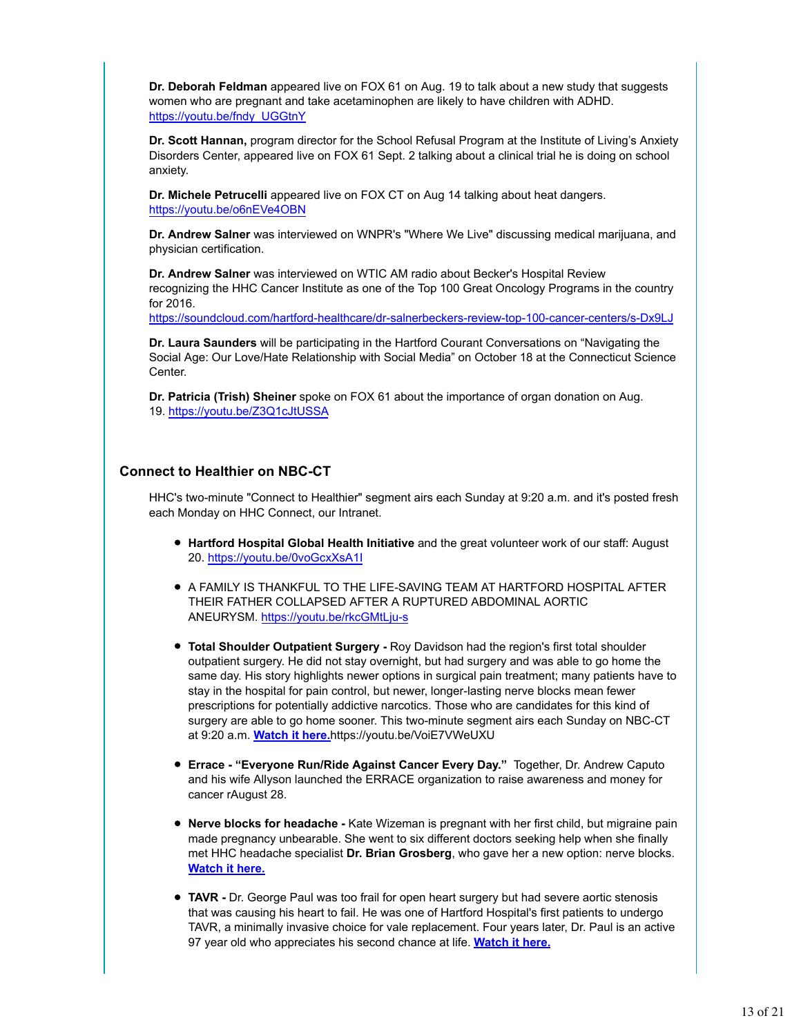**Dr. Deborah Feldman** appeared live on FOX 61 on Aug. 19 to talk about a new study that suggests women who are pregnant and take acetaminophen are likely to have children with ADHD. https://youtu.be/fndy_UGGtnY

**Dr. Scott Hannan,** program director for the School Refusal Program at the Institute of Living's Anxiety Disorders Center, appeared live on FOX 61 Sept. 2 talking about a clinical trial he is doing on school anxiety.

**Dr. Michele Petrucelli** appeared live on FOX CT on Aug 14 talking about heat dangers. https://youtu.be/o6nEVe4OBN

**Dr. Andrew Salner** was interviewed on WNPR's "Where We Live" discussing medical marijuana, and physician certification.

**Dr. Andrew Salner** was interviewed on WTIC AM radio about Becker's Hospital Review recognizing the HHC Cancer Institute as one of the Top 100 Great Oncology Programs in the country for 2016.
https://soundcloud.com/hartford-healthcare/dr-salnerbeckers-review-top-100-cancer-centers/s-Dx9LJ

**Dr. Laura Saunders** will be participating in the Hartford Courant Conversations on "Navigating the Social Age: Our Love/Hate Relationship with Social Media" on October 18 at the Connecticut Science Center.

**Dr. Patricia (Trish) Sheiner** spoke on FOX 61 about the importance of organ donation on Aug. 19. https://youtu.be/Z3Q1cJtUSSA

### Connect to Healthier on NBC-CT

HHC's two-minute "Connect to Healthier" segment airs each Sunday at 9:20 a.m. and it's posted fresh each Monday on HHC Connect, our Intranet.

- **Hartford Hospital Global Health Initiative** and the great volunteer work of our staff: August 20. https://youtu.be/0voGcxXsA1I

- A FAMILY IS THANKFUL TO THE LIFE-SAVING TEAM AT HARTFORD HOSPITAL AFTER THEIR FATHER COLLAPSED AFTER A RUPTURED ABDOMINAL AORTIC ANEURYSM. https://youtu.be/rkcGMtLju-s

- **Total Shoulder Outpatient Surgery -** Roy Davidson had the region's first total shoulder outpatient surgery. He did not stay overnight, but had surgery and was able to go home the same day. His story highlights newer options in surgical pain treatment; many patients have to stay in the hospital for pain control, but newer, longer-lasting nerve blocks mean fewer prescriptions for potentially addictive narcotics. Those who are candidates for this kind of surgery are able to go home sooner. This two-minute segment airs each Sunday on NBC-CT at 9:20 a.m. **Watch it here.**https://youtu.be/VoiE7VWeUXU

- **Errace - "Everyone Run/Ride Against Cancer Every Day."** Together, Dr. Andrew Caputo and his wife Allyson launched the ERRACE organization to raise awareness and money for cancer rAugust 28.

- **Nerve blocks for headache -** Kate Wizeman is pregnant with her first child, but migraine pain made pregnancy unbearable. She went to six different doctors seeking help when she finally met HHC headache specialist **Dr. Brian Grosberg**, who gave her a new option: nerve blocks. **Watch it here.**

- **TAVR -** Dr. George Paul was too frail for open heart surgery but had severe aortic stenosis that was causing his heart to fail. He was one of Hartford Hospital's first patients to undergo TAVR, a minimally invasive choice for vale replacement. Four years later, Dr. Paul is an active 97 year old who appreciates his second chance at life. **Watch it here.**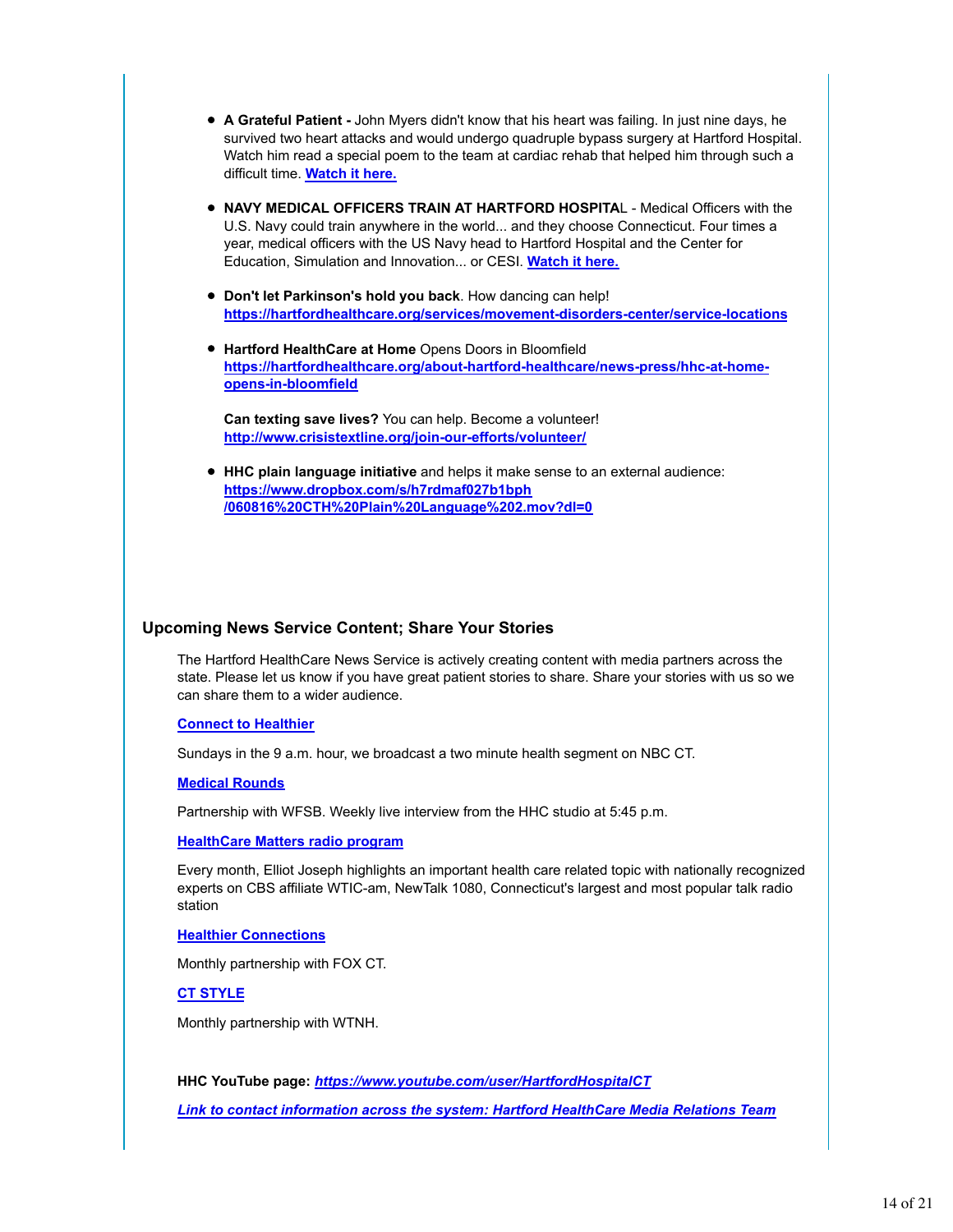- **A Grateful Patient -** John Myers didn't know that his heart was failing. In just nine days, he survived two heart attacks and would undergo quadruple bypass surgery at Hartford Hospital. Watch him read a special poem to the team at cardiac rehab that helped him through such a difficult time. **Watch it here.**

- **NAVY MEDICAL OFFICERS TRAIN AT HARTFORD HOSPITA**L - Medical Officers with the U.S. Navy could train anywhere in the world... and they choose Connecticut. Four times a year, medical officers with the US Navy head to Hartford Hospital and the Center for Education, Simulation and Innovation... or CESI. **Watch it here.**

- **Don't let Parkinson's hold you back**. How dancing can help!
  **https://hartfordhealthcare.org/services/movement-disorders-center/service-locations**

- **Hartford HealthCare at Home** Opens Doors in Bloomfield
  **https://hartfordhealthcare.org/about-hartford-healthcare/news-press/hhc-at-home-opens-in-bloomfield**

  **Can texting save lives?** You can help. Become a volunteer!
  **http://www.crisistextline.org/join-our-efforts/volunteer/**

- **HHC plain language initiative** and helps it make sense to an external audience:
  **https://www.dropbox.com/s/h7rdmaf027b1bph/060816%20CTH%20Plain%20Language%202.mov?dl=0**

### Upcoming News Service Content; Share Your Stories

The Hartford HealthCare News Service is actively creating content with media partners across the state. Please let us know if you have great patient stories to share. Share your stories with us so we can share them to a wider audience.

**Connect to Healthier**

Sundays in the 9 a.m. hour, we broadcast a two minute health segment on NBC CT.

**Medical Rounds**

Partnership with WFSB. Weekly live interview from the HHC studio at 5:45 p.m.

**HealthCare Matters radio program**

Every month, Elliot Joseph highlights an important health care related topic with nationally recognized experts on CBS affiliate WTIC-am, NewTalk 1080, Connecticut's largest and most popular talk radio station

**Healthier Connections**

Monthly partnership with FOX CT.

**CT STYLE**

Monthly partnership with WTNH.

**HHC YouTube page:** ***https://www.youtube.com/user/HartfordHospitalCT***

***Link to contact information across the system: Hartford HealthCare Media Relations Team***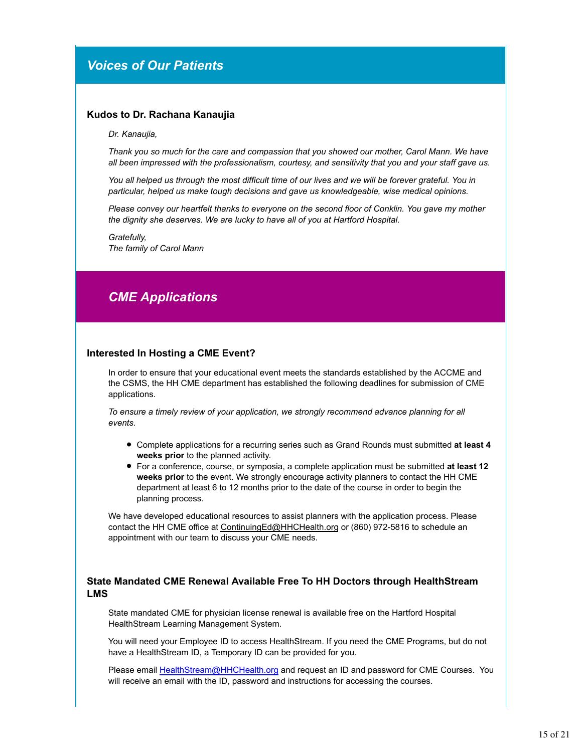## *Voices of Our Patients*

### Kudos to Dr. Rachana Kanaujia

*Dr. Kanaujia,*

*Thank you so much for the care and compassion that you showed our mother, Carol Mann. We have all been impressed with the professionalism, courtesy, and sensitivity that you and your staff gave us.*

*You all helped us through the most difficult time of our lives and we will be forever grateful. You in particular, helped us make tough decisions and gave us knowledgeable, wise medical opinions.*

*Please convey our heartfelt thanks to everyone on the second floor of Conklin. You gave my mother the dignity she deserves. We are lucky to have all of you at Hartford Hospital.*

*Gratefully,*
*The family of Carol Mann*

## *CME Applications*

### Interested In Hosting a CME Event?

In order to ensure that your educational event meets the standards established by the ACCME and the CSMS, the HH CME department has established the following deadlines for submission of CME applications.

*To ensure a timely review of your application, we strongly recommend advance planning for all events.*

- Complete applications for a recurring series such as Grand Rounds must submitted **at least 4 weeks prior** to the planned activity.
- For a conference, course, or symposia, a complete application must be submitted **at least 12 weeks prior** to the event. We strongly encourage activity planners to contact the HH CME department at least 6 to 12 months prior to the date of the course in order to begin the planning process.

We have developed educational resources to assist planners with the application process. Please contact the HH CME office at ContinuingEd@HHCHealth.org or (860) 972-5816 to schedule an appointment with our team to discuss your CME needs.

### State Mandated CME Renewal Available Free To HH Doctors through HealthStream LMS

State mandated CME for physician license renewal is available free on the Hartford Hospital HealthStream Learning Management System.

You will need your Employee ID to access HealthStream. If you need the CME Programs, but do not have a HealthStream ID, a Temporary ID can be provided for you.

Please email HealthStream@HHCHealth.org and request an ID and password for CME Courses. You will receive an email with the ID, password and instructions for accessing the courses.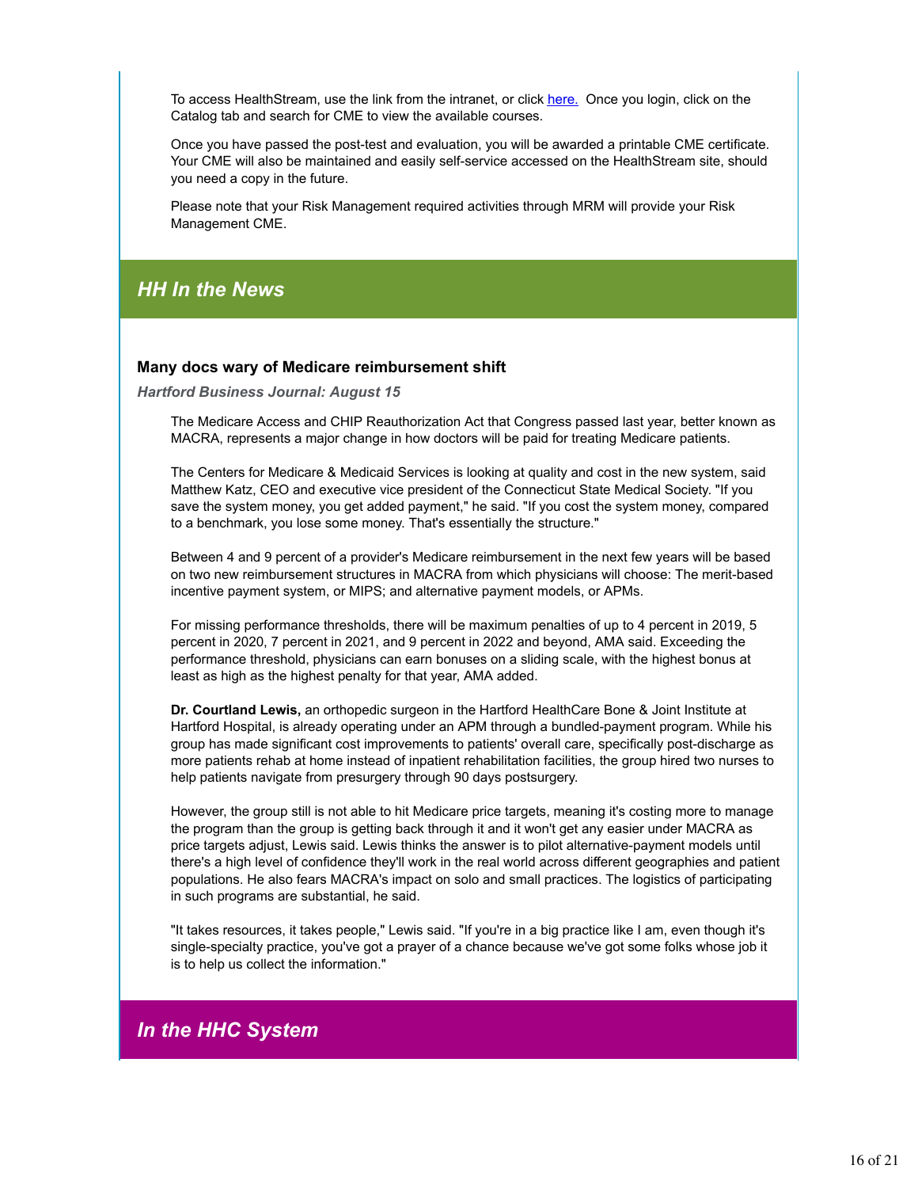To access HealthStream, use the link from the intranet, or click here. Once you login, click on the Catalog tab and search for CME to view the available courses.

Once you have passed the post-test and evaluation, you will be awarded a printable CME certificate. Your CME will also be maintained and easily self-service accessed on the HealthStream site, should you need a copy in the future.

Please note that your Risk Management required activities through MRM will provide your Risk Management CME.

## *HH In the News*

### Many docs wary of Medicare reimbursement shift

***Hartford Business Journal: August 15***

The Medicare Access and CHIP Reauthorization Act that Congress passed last year, better known as MACRA, represents a major change in how doctors will be paid for treating Medicare patients.

The Centers for Medicare & Medicaid Services is looking at quality and cost in the new system, said Matthew Katz, CEO and executive vice president of the Connecticut State Medical Society. "If you save the system money, you get added payment," he said. "If you cost the system money, compared to a benchmark, you lose some money. That's essentially the structure."

Between 4 and 9 percent of a provider's Medicare reimbursement in the next few years will be based on two new reimbursement structures in MACRA from which physicians will choose: The merit-based incentive payment system, or MIPS; and alternative payment models, or APMs.

For missing performance thresholds, there will be maximum penalties of up to 4 percent in 2019, 5 percent in 2020, 7 percent in 2021, and 9 percent in 2022 and beyond, AMA said. Exceeding the performance threshold, physicians can earn bonuses on a sliding scale, with the highest bonus at least as high as the highest penalty for that year, AMA added.

**Dr. Courtland Lewis,** an orthopedic surgeon in the Hartford HealthCare Bone & Joint Institute at Hartford Hospital, is already operating under an APM through a bundled-payment program. While his group has made significant cost improvements to patients' overall care, specifically post-discharge as more patients rehab at home instead of inpatient rehabilitation facilities, the group hired two nurses to help patients navigate from presurgery through 90 days postsurgery.

However, the group still is not able to hit Medicare price targets, meaning it's costing more to manage the program than the group is getting back through it and it won't get any easier under MACRA as price targets adjust, Lewis said. Lewis thinks the answer is to pilot alternative-payment models until there's a high level of confidence they'll work in the real world across different geographies and patient populations. He also fears MACRA's impact on solo and small practices. The logistics of participating in such programs are substantial, he said.

"It takes resources, it takes people," Lewis said. "If you're in a big practice like I am, even though it's single-specialty practice, you've got a prayer of a chance because we've got some folks whose job it is to help us collect the information."

## *In the HHC System*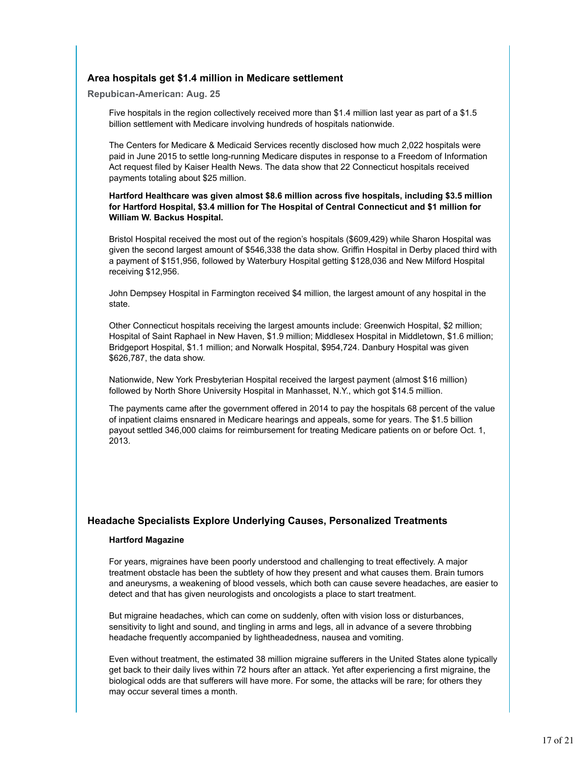## Area hospitals get $1.4 million in Medicare settlement

**Repubican-American: Aug. 25**

Five hospitals in the region collectively received more than $1.4 million last year as part of a $1.5 billion settlement with Medicare involving hundreds of hospitals nationwide.

The Centers for Medicare & Medicaid Services recently disclosed how much 2,022 hospitals were paid in June 2015 to settle long-running Medicare disputes in response to a Freedom of Information Act request filed by Kaiser Health News. The data show that 22 Connecticut hospitals received payments totaling about $25 million.

**Hartford Healthcare was given almost $8.6 million across five hospitals, including $3.5 million for Hartford Hospital, $3.4 million for The Hospital of Central Connecticut and $1 million for William W. Backus Hospital.**

Bristol Hospital received the most out of the region's hospitals ($609,429) while Sharon Hospital was given the second largest amount of $546,338 the data show. Griffin Hospital in Derby placed third with a payment of $151,956, followed by Waterbury Hospital getting $128,036 and New Milford Hospital receiving $12,956.

John Dempsey Hospital in Farmington received $4 million, the largest amount of any hospital in the state.

Other Connecticut hospitals receiving the largest amounts include: Greenwich Hospital, $2 million; Hospital of Saint Raphael in New Haven, $1.9 million; Middlesex Hospital in Middletown, $1.6 million; Bridgeport Hospital, $1.1 million; and Norwalk Hospital, $954,724. Danbury Hospital was given $626,787, the data show.

Nationwide, New York Presbyterian Hospital received the largest payment (almost $16 million) followed by North Shore University Hospital in Manhasset, N.Y., which got $14.5 million.

The payments came after the government offered in 2014 to pay the hospitals 68 percent of the value of inpatient claims ensnared in Medicare hearings and appeals, some for years. The $1.5 billion payout settled 346,000 claims for reimbursement for treating Medicare patients on or before Oct. 1, 2013.

## Headache Specialists Explore Underlying Causes, Personalized Treatments

**Hartford Magazine**

For years, migraines have been poorly understood and challenging to treat effectively. A major treatment obstacle has been the subtlety of how they present and what causes them. Brain tumors and aneurysms, a weakening of blood vessels, which both can cause severe headaches, are easier to detect and that has given neurologists and oncologists a place to start treatment.

But migraine headaches, which can come on suddenly, often with vision loss or disturbances, sensitivity to light and sound, and tingling in arms and legs, all in advance of a severe throbbing headache frequently accompanied by lightheadedness, nausea and vomiting.

Even without treatment, the estimated 38 million migraine sufferers in the United States alone typically get back to their daily lives within 72 hours after an attack. Yet after experiencing a first migraine, the biological odds are that sufferers will have more. For some, the attacks will be rare; for others they may occur several times a month.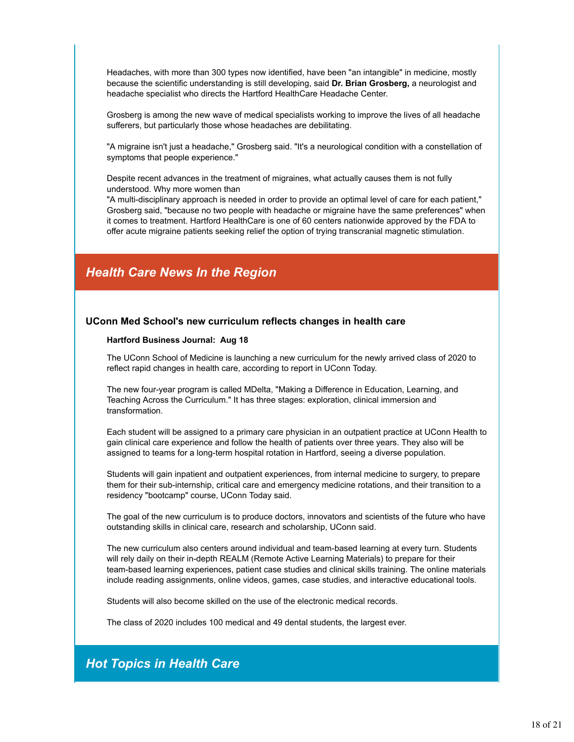Headaches, with more than 300 types now identified, have been "an intangible" in medicine, mostly because the scientific understanding is still developing, said **Dr. Brian Grosberg,** a neurologist and headache specialist who directs the Hartford HealthCare Headache Center.

Grosberg is among the new wave of medical specialists working to improve the lives of all headache sufferers, but particularly those whose headaches are debilitating.

"A migraine isn't just a headache," Grosberg said. "It's a neurological condition with a constellation of symptoms that people experience."

Despite recent advances in the treatment of migraines, what actually causes them is not fully understood. Why more women than
"A multi-disciplinary approach is needed in order to provide an optimal level of care for each patient," Grosberg said, "because no two people with headache or migraine have the same preferences" when it comes to treatment. Hartford HealthCare is one of 60 centers nationwide approved by the FDA to offer acute migraine patients seeking relief the option of trying transcranial magnetic stimulation.

## *Health Care News In the Region*

### UConn Med School's new curriculum reflects changes in health care

**Hartford Business Journal: Aug 18**

The UConn School of Medicine is launching a new curriculum for the newly arrived class of 2020 to reflect rapid changes in health care, according to report in UConn Today.

The new four-year program is called MDelta, "Making a Difference in Education, Learning, and Teaching Across the Curriculum." It has three stages: exploration, clinical immersion and transformation.

Each student will be assigned to a primary care physician in an outpatient practice at UConn Health to gain clinical care experience and follow the health of patients over three years. They also will be assigned to teams for a long-term hospital rotation in Hartford, seeing a diverse population.

Students will gain inpatient and outpatient experiences, from internal medicine to surgery, to prepare them for their sub-internship, critical care and emergency medicine rotations, and their transition to a residency "bootcamp" course, UConn Today said.

The goal of the new curriculum is to produce doctors, innovators and scientists of the future who have outstanding skills in clinical care, research and scholarship, UConn said.

The new curriculum also centers around individual and team-based learning at every turn. Students will rely daily on their in-depth REALM (Remote Active Learning Materials) to prepare for their team-based learning experiences, patient case studies and clinical skills training. The online materials include reading assignments, online videos, games, case studies, and interactive educational tools.

Students will also become skilled on the use of the electronic medical records.

The class of 2020 includes 100 medical and 49 dental students, the largest ever.

## *Hot Topics in Health Care*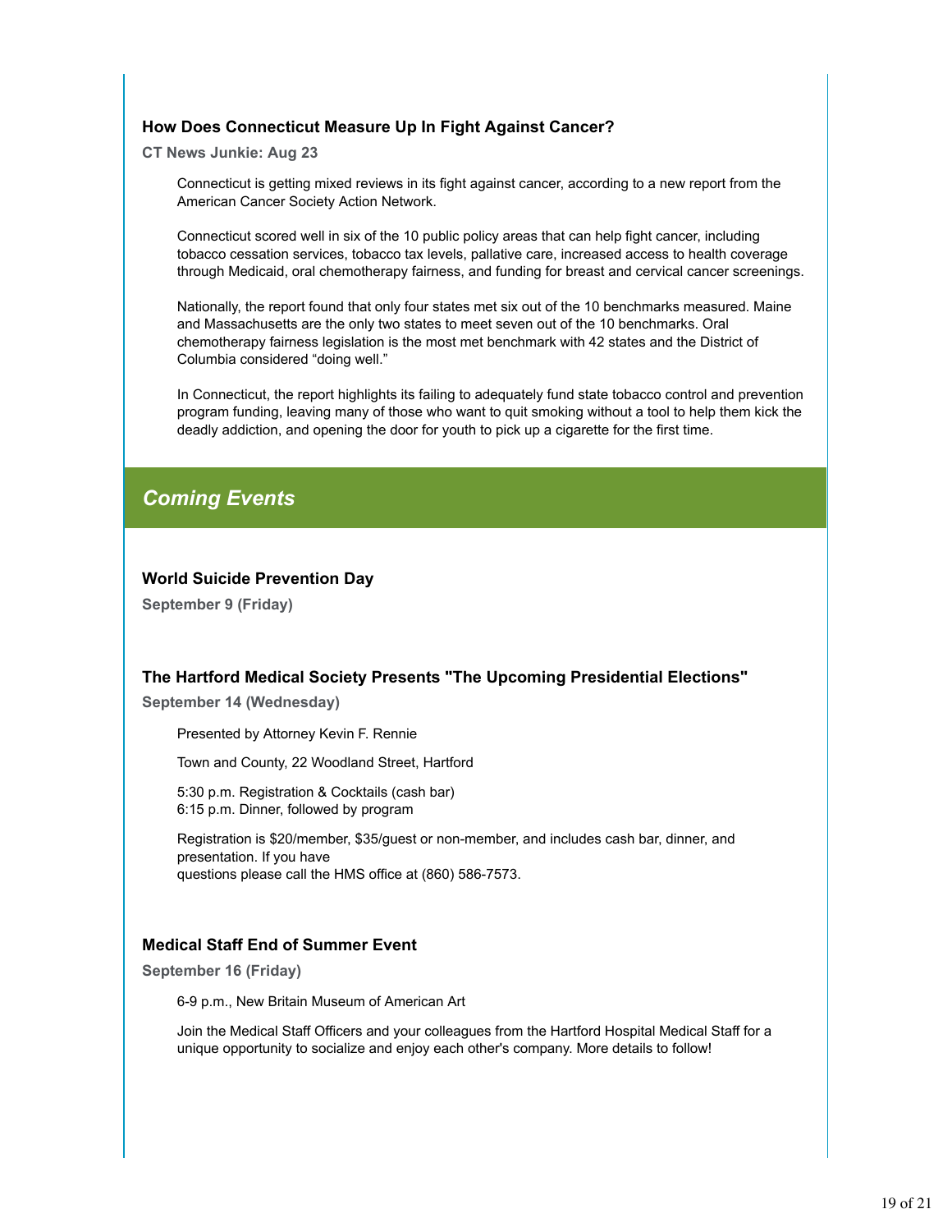### How Does Connecticut Measure Up In Fight Against Cancer?

**CT News Junkie: Aug 23**

Connecticut is getting mixed reviews in its fight against cancer, according to a new report from the American Cancer Society Action Network.

Connecticut scored well in six of the 10 public policy areas that can help fight cancer, including tobacco cessation services, tobacco tax levels, pallative care, increased access to health coverage through Medicaid, oral chemotherapy fairness, and funding for breast and cervical cancer screenings.

Nationally, the report found that only four states met six out of the 10 benchmarks measured. Maine and Massachusetts are the only two states to meet seven out of the 10 benchmarks. Oral chemotherapy fairness legislation is the most met benchmark with 42 states and the District of Columbia considered "doing well."

In Connecticut, the report highlights its failing to adequately fund state tobacco control and prevention program funding, leaving many of those who want to quit smoking without a tool to help them kick the deadly addiction, and opening the door for youth to pick up a cigarette for the first time.

## *Coming Events*

### World Suicide Prevention Day

**September 9 (Friday)**

### The Hartford Medical Society Presents "The Upcoming Presidential Elections"

**September 14 (Wednesday)**

Presented by Attorney Kevin F. Rennie

Town and County, 22 Woodland Street, Hartford

5:30 p.m. Registration & Cocktails (cash bar)
6:15 p.m. Dinner, followed by program

Registration is $20/member, $35/guest or non-member, and includes cash bar, dinner, and presentation. If you have questions please call the HMS office at (860) 586-7573.

### Medical Staff End of Summer Event

**September 16 (Friday)**

6-9 p.m., New Britain Museum of American Art

Join the Medical Staff Officers and your colleagues from the Hartford Hospital Medical Staff for a unique opportunity to socialize and enjoy each other's company. More details to follow!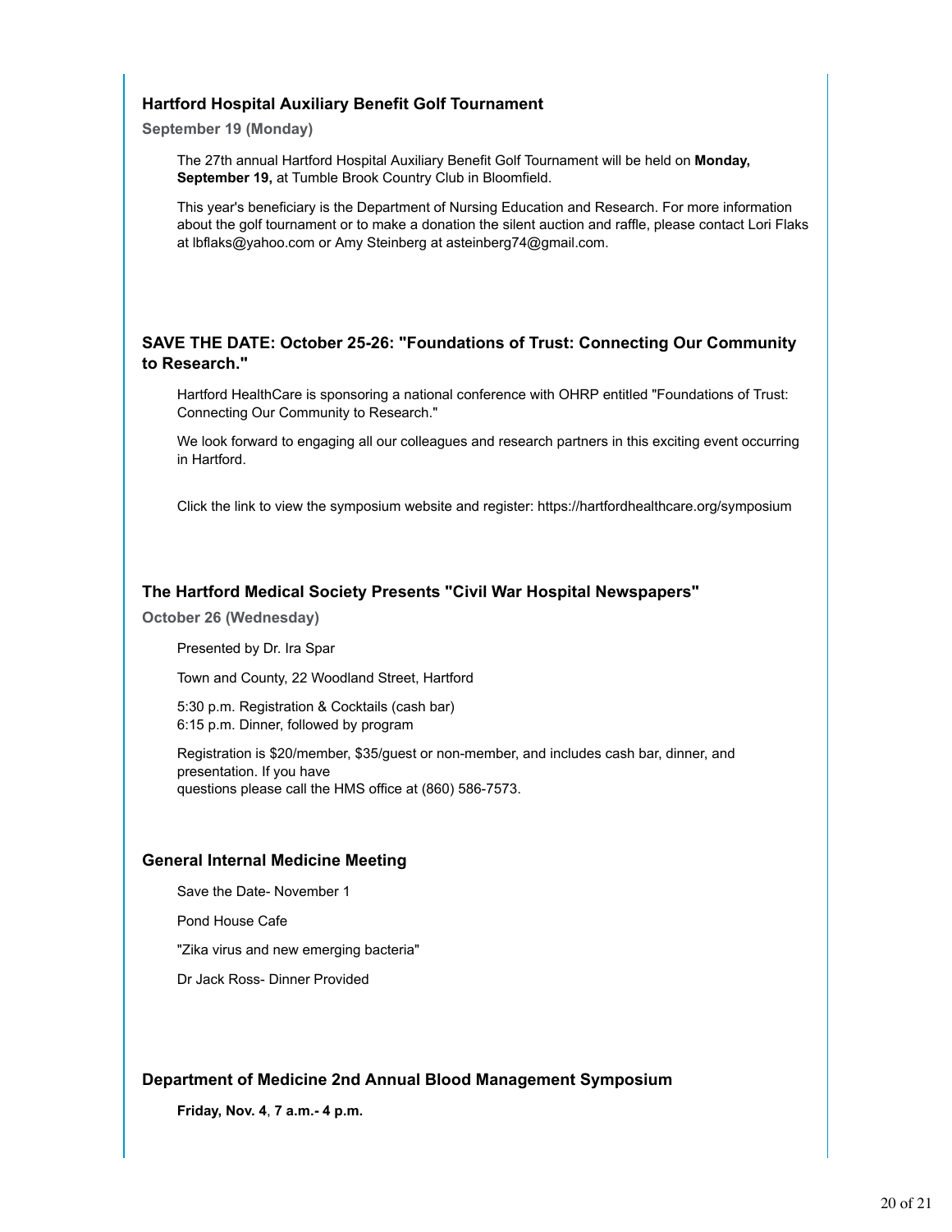### Hartford Hospital Auxiliary Benefit Golf Tournament

**September 19 (Monday)**

The 27th annual Hartford Hospital Auxiliary Benefit Golf Tournament will be held on **Monday, September 19,** at Tumble Brook Country Club in Bloomfield.

This year's beneficiary is the Department of Nursing Education and Research. For more information about the golf tournament or to make a donation the silent auction and raffle, please contact Lori Flaks at lbflaks@yahoo.com or Amy Steinberg at asteinberg74@gmail.com.

### SAVE THE DATE: October 25-26: "Foundations of Trust: Connecting Our Community to Research."

Hartford HealthCare is sponsoring a national conference with OHRP entitled "Foundations of Trust: Connecting Our Community to Research."

We look forward to engaging all our colleagues and research partners in this exciting event occurring in Hartford.

Click the link to view the symposium website and register: https://hartfordhealthcare.org/symposium

### The Hartford Medical Society Presents "Civil War Hospital Newspapers"

**October 26 (Wednesday)**

Presented by Dr. Ira Spar

Town and County, 22 Woodland Street, Hartford

5:30 p.m. Registration & Cocktails (cash bar)
6:15 p.m. Dinner, followed by program

Registration is $20/member, $35/guest or non-member, and includes cash bar, dinner, and presentation. If you have questions please call the HMS office at (860) 586-7573.

### General Internal Medicine Meeting

Save the Date- November 1

Pond House Cafe

"Zika virus and new emerging bacteria"

Dr Jack Ross- Dinner Provided

### Department of Medicine 2nd Annual Blood Management Symposium

**Friday, Nov. 4**, **7 a.m.- 4 p.m.**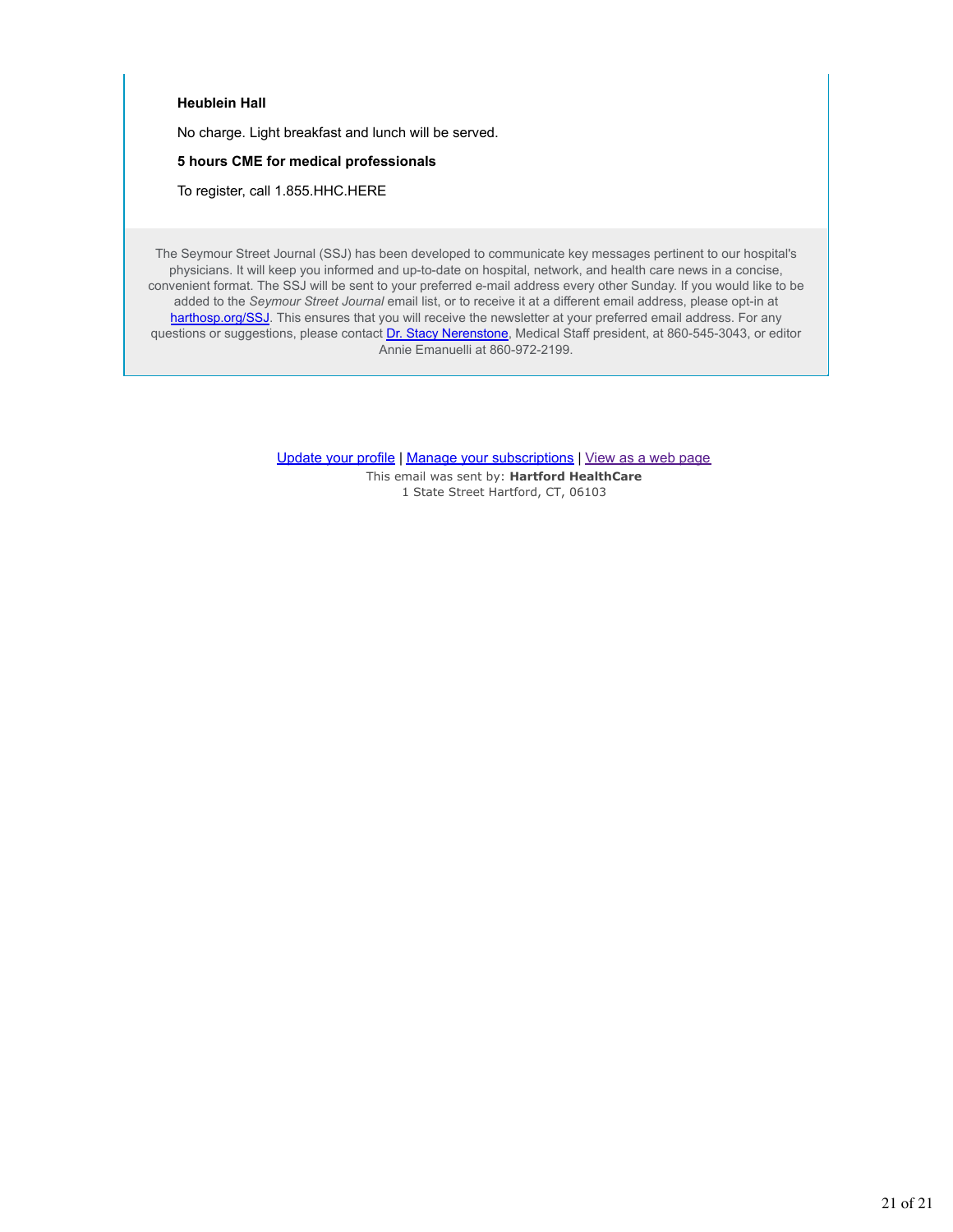**Heublein Hall**

No charge. Light breakfast and lunch will be served.

**5 hours CME for medical professionals**

To register, call 1.855.HHC.HERE

The Seymour Street Journal (SSJ) has been developed to communicate key messages pertinent to our hospital's physicians. It will keep you informed and up-to-date on hospital, network, and health care news in a concise, convenient format. The SSJ will be sent to your preferred e-mail address every other Sunday. If you would like to be added to the *Seymour Street Journal* email list, or to receive it at a different email address, please opt-in at harthosp.org/SSJ. This ensures that you will receive the newsletter at your preferred email address. For any questions or suggestions, please contact Dr. Stacy Nerenstone, Medical Staff president, at 860-545-3043, or editor Annie Emanuelli at 860-972-2199.

Update your profile | Manage your subscriptions | View as a web page

This email was sent by: **Hartford HealthCare**
1 State Street Hartford, CT, 06103